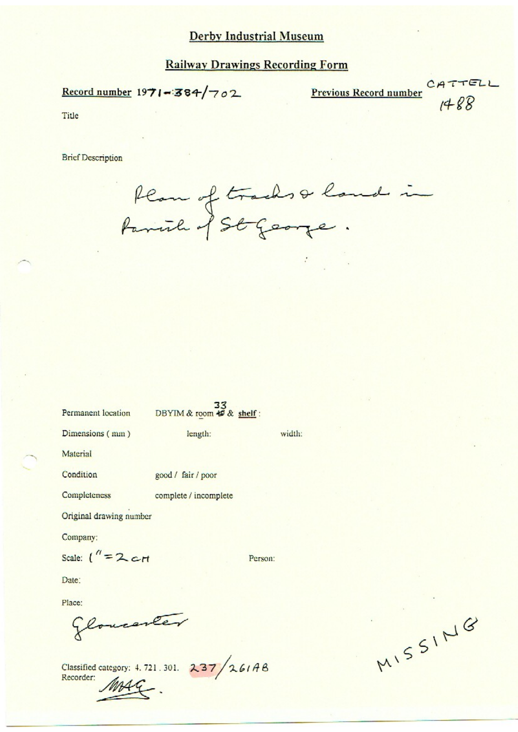# Derby Industrial Museum

## Railway Drawings Recording Form

**Record number** 1971-384/702

**Previous Record number** CATTELL 1488

Title

Brief Description

Plan of tracks & land in Parish of St George.

Permanent location DBYIM & room ~~45~~ 33 & **shelf** :

Dimensions ( mm ) length: width:

Material

Condition good / fair / poor

Completeness complete / incomplete

Original drawing number

Company:

Scale: 1" = 2 CH

Person:

Date:

Place:

Gloucester

Classified category: 4. 721 . 301. 237/261AB

Recorder: MAG.

MISSING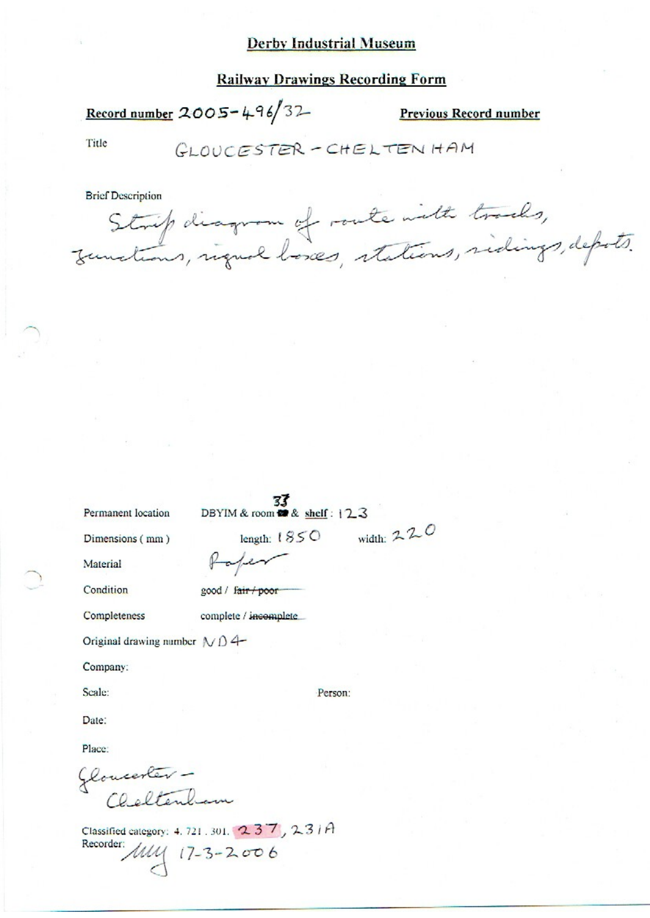# Derby Industrial Museum

## Railway Drawings Recording Form

**Record number** 2005-496/32 **Previous Record number**

Title GLOUCESTER - CHELTENHAM

Brief Description

Strip diagram of route with tracks, junctions, signal boxes, stations, sidings, depots.

Permanent location DBYIM & room 33 & shelf: 123

Dimensions (mm) length: 1850 width: 220

Material Paper

Condition good / ~~fair / poor~~

Completeness complete / ~~incomplete~~

Original drawing number ND4

Company:

Scale: Person:

Date:

Place:

Gloucester - Cheltenham

Classified category: 4. 721. 301. 237, 231A

Recorder: MM 17-3-2006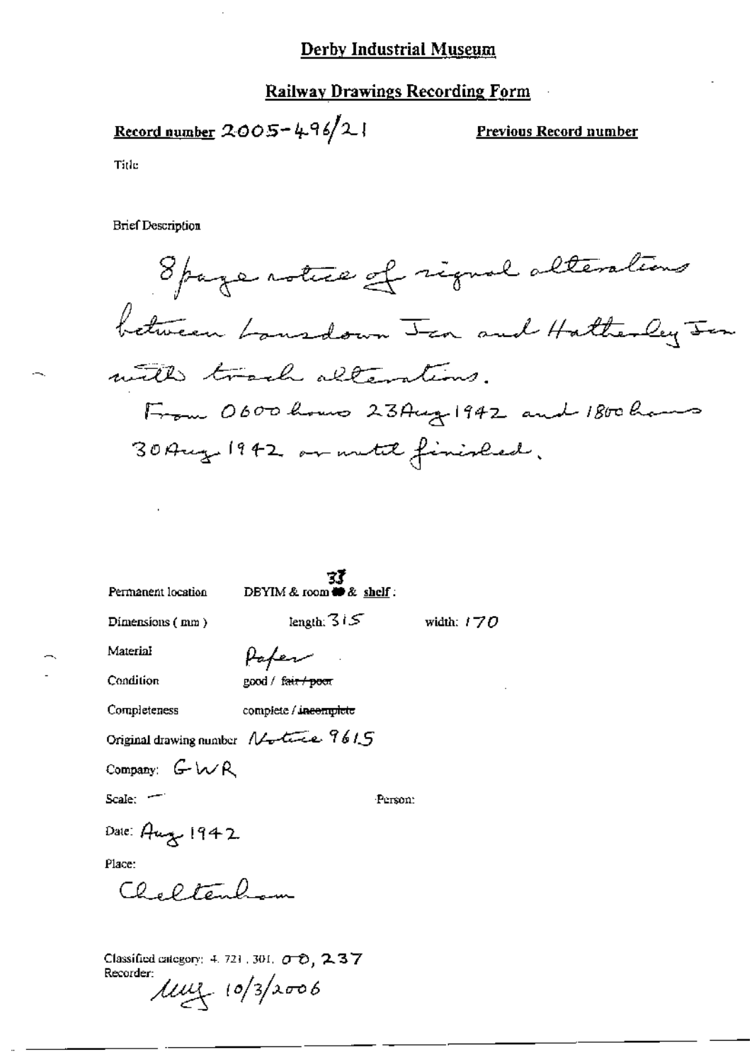# Derby Industrial Museum

## Railway Drawings Recording Form

**Record number** 2005-496/21

**Previous Record number**

Title

Brief Description

8 page notice of signal alterations between Lansdown Jcn and Hatherley Jcn with track alterations.
From 0600 hours 23Aug 1942 and 1800 hours 30Aug 1942 or until finished.

Permanent location: DBYIM & room 33 & shelf :

Dimensions ( mm ): length: 315 width: 170

Material: Paper

Condition: good / ~~fair / poor~~

Completeness: complete / ~~incomplete~~

Original drawing number: Notice 9615

Company: GWR

Scale: —

Person:

Date: Aug 1942

Place:

Cheltenham

Classified category: 4. 721. 301. OD, 237

Recorder: MM 10/3/2006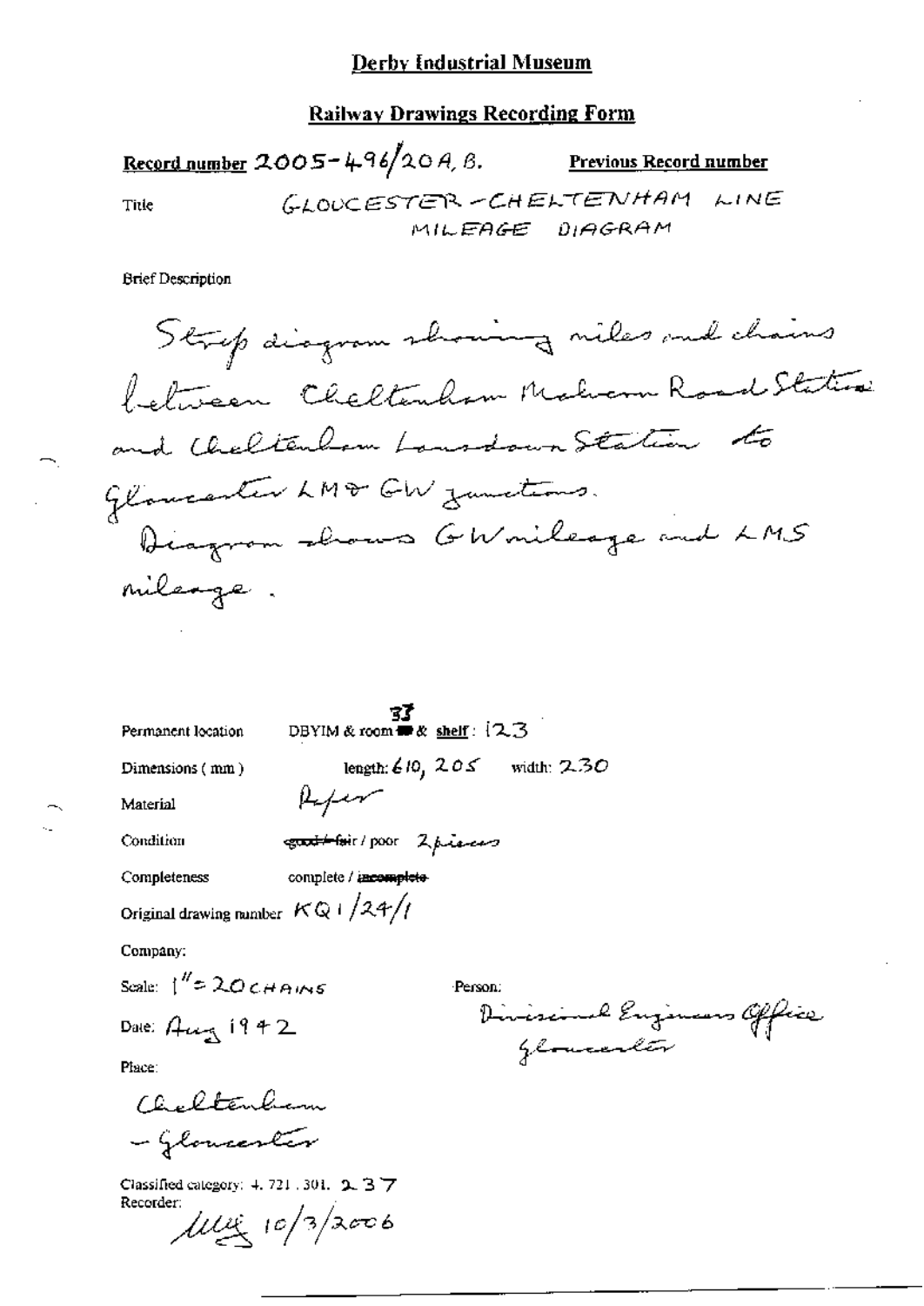# Derby Industrial Museum

## Railway Drawings Recording Form

**Record number** 2005-496/20A, B. **Previous Record number**

Title GLOUCESTER-CHELTENHAM LINE MILEAGE DIAGRAM

Brief Description

Strip diagram showing miles and chains between Cheltenham Malvern Road Station and Cheltenham Lansdown Station to Gloucester LM & GW junctions. Diagram shows GW mileage and LMS mileage.

Permanent location DBYIM & room 33 & shelf: 123

Dimensions (mm) length: 610, 205 width: 230

Material Paper

Condition ~~good / fair~~ / poor 2 pieces

Completeness complete / ~~incomplete~~

Original drawing number KQ1/24/1

Company:

Scale: 1" = 20 CHAINS

Person: Divisional Engineers Office Gloucester

Date: Aug 1942

Place: Cheltenham - Gloucester

Classified category: 4.721.301. 237

Recorder: MLY 10/3/2006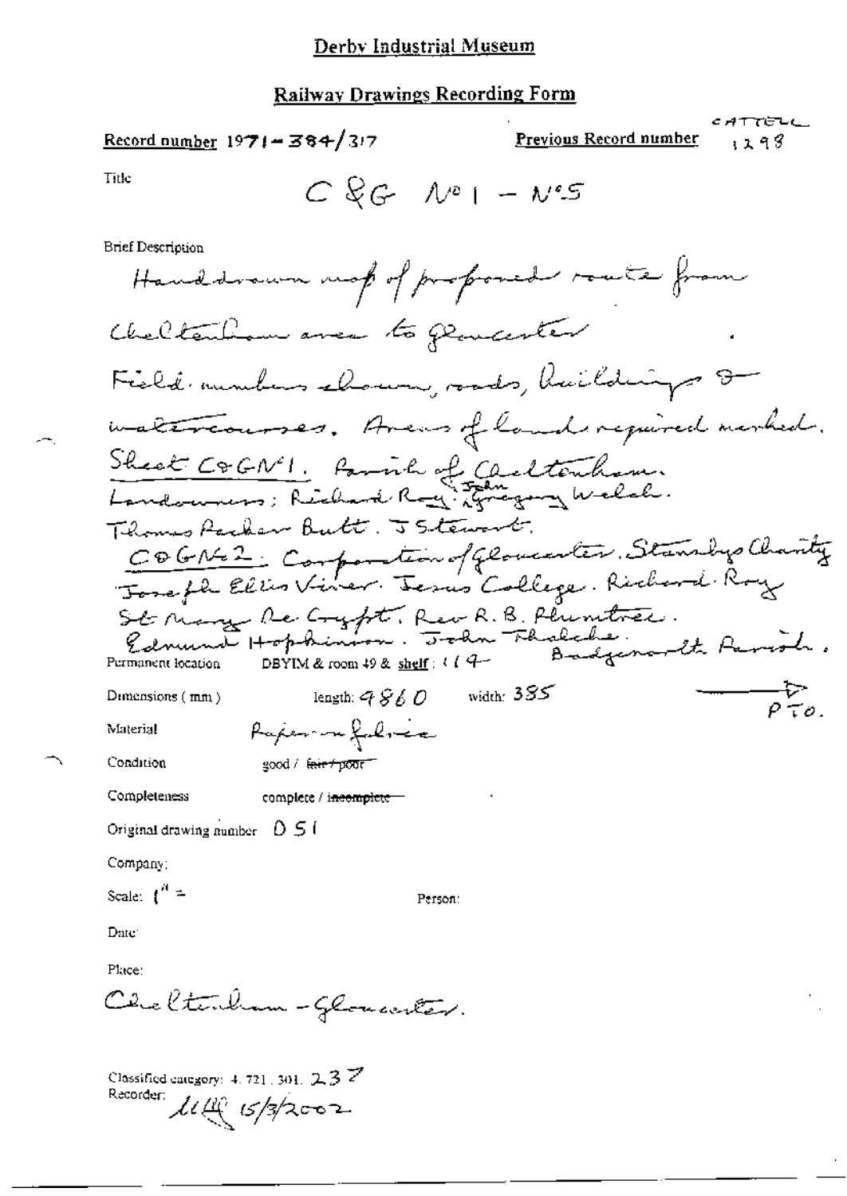# Derby Industrial Museum

## Railway Drawings Recording Form

**Record number** 1971-384/317

**Previous Record number** CATTELL 1298

**Title** C&G No 1 - No 5

**Brief Description**

Handdrawn map of proposed route from Cheltenham area to Gloucester. Field numbers shown, roads, buildings & watercourses. Areas of land required marked.

Sheet C&GNo1. Parish of Cheltenham.
Landowners; Richard Roy. John Gregory Welch.
Thomas Packer Butt. J Stewart.

C&GNo2. Corporation of Gloucester. Stanleys Charity
Joseph Ellis Viner. Jesus College. Richard Roy
St Mary De Crypt. Rev R.B. Plumtree.
Edmund Hopkinson. John Thatche. Badgeworth Parish.

PTO.

**Permanent location** DBYIM & room 49 & shelf: 114

**Dimensions (mm)** length: 9860 width: 385

**Material** Paper on fabric

**Condition** good / ~~fair / poor~~

**Completeness** complete / ~~incomplete~~

**Original drawing number** D 51

**Company:**

**Scale:** 1" =

**Person:**

**Date:**

**Place:**

Cheltenham - Gloucester.

**Classified category:** 4. 721. 301. 237

**Recorder:** [initials] 15/3/2002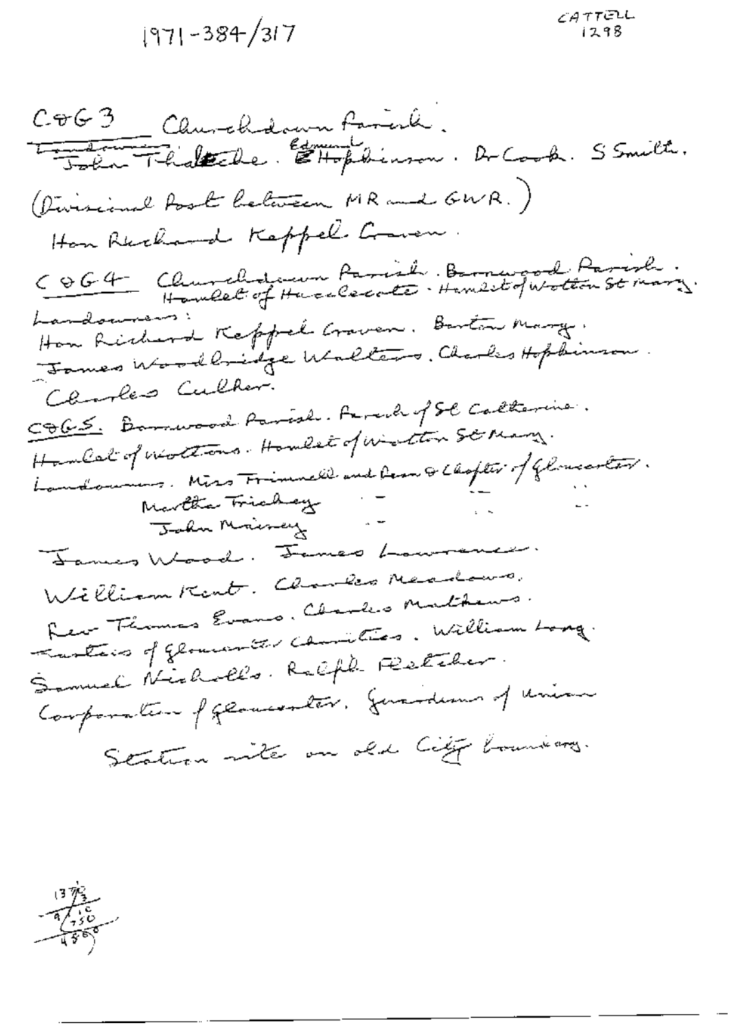1971-384/317

CATTELL 1298

C&G 3 Churchdown Parish.
~~Landowners~~ John Thadeche. ~~E~~ Edmund Hopkinson. Dr Cook. S Smith.
(Divisional Post between MR and GWR.)
Hon Richard Keppel Craven.

C&G 4 Churchdown Parish. Barnwood Parish. Hamlet of Hucclecote. Hamlet of Wotton St Mary.
Landowners:
Hon Richard Keppel Craven. Barton Mary.
James Woodbridge Walters. Charles Hopkinson.
Charles Culher.

C&G 5. Barnwood Parish. Parish of St Catherine.
Hamlet of Wottons. Hamlet of Wotton St Mary.
Landowners. Miss Frimnell and Dean & Chapter of Gloucester.
Martha Trickey " " "
John Mairney "
James Wood. James Lawrence.
William Kent. Charles Meadows.
Rev Thomas Evans. Charles Mathews.
Trustees of Gloucester Charities. William Long.
Samuel Nicholls. Ralph Fletcher.
Corporation of Gloucester. Guardians of Union

Station site on old City boundary.

$$\frac{1370}{3}$$
$$9\overline{)4110}$$
$$\overline{456}$$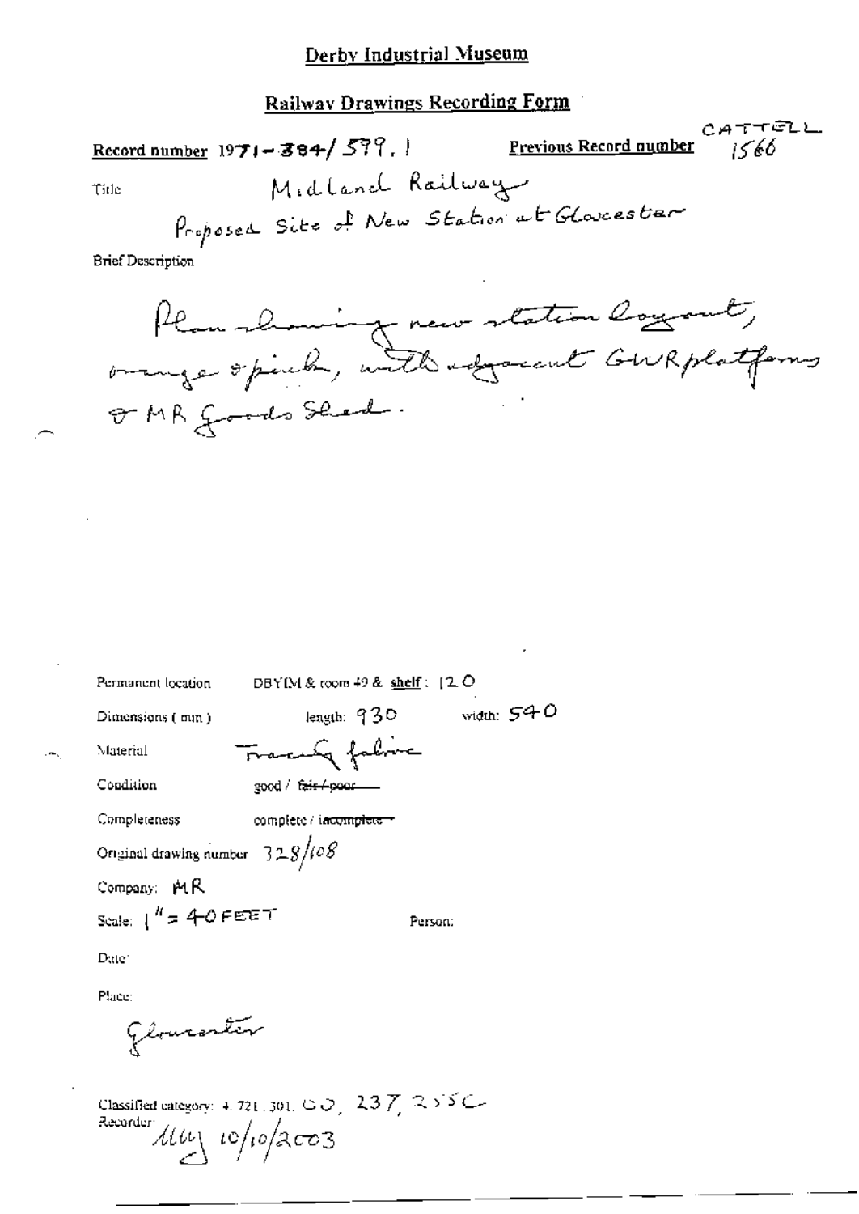# Derby Industrial Museum

## Railway Drawings Recording Form

**Record number** 1971-384/599.1 **Previous Record number** CATTELL 1566

Title: Midland Railway
Proposed Site of New Station at Gloucester

Brief Description

Plan showing new station layout, orange & pink, with adjacent GWR platforms & MR Goods Shed.

Permanent location: DBYIM & room 49 & shelf: 120

Dimensions (mm): length: 930 width: 540

Material: Tracing fabric

Condition: good / ~~fair / poor~~

Completeness: complete / ~~incomplete~~

Original drawing number: 328/108

Company: MR

Scale: 1" = 40 FEET

Person:

Date:

Place:

Gloucester

Classified category: 4.721.301. GO, 237, 255C

Recorder: MW 10/10/2003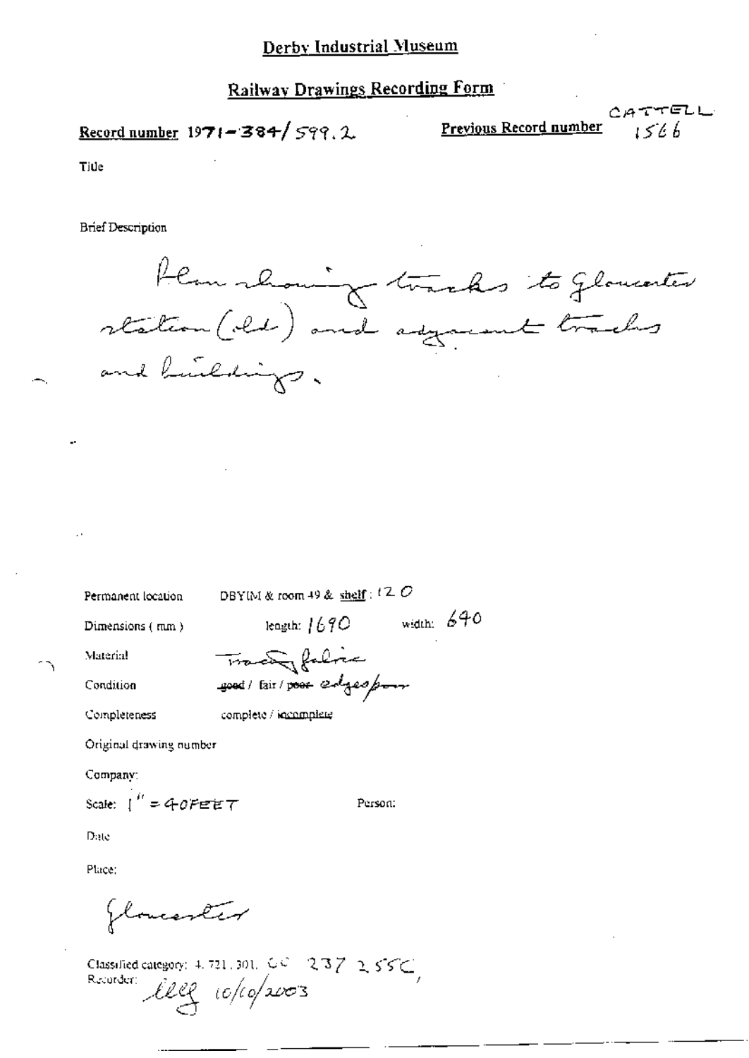# Derby Industrial Museum

## Railway Drawings Recording Form

**Record number** 1971-384/599.2

**Previous Record number** CATTELL 1566

Title

Brief Description

Plan showing tracks to Gloucester station (old) and adjacent tracks and buildings.

Permanent location: DBYIM & room 49 & shelf: 120

Dimensions (mm): length: 1690 width: 640

Material: Tracing fabric

Condition: ~~good~~ / fair / ~~poor~~ edges poor

Completeness: complete / incomplete

Original drawing number

Company:

Scale: 1" = 40FEET

Person:

Date

Place:

Gloucester

Classified category: 4.721.301. CC 237 2.55C,

Recorder: lleg 10/10/2003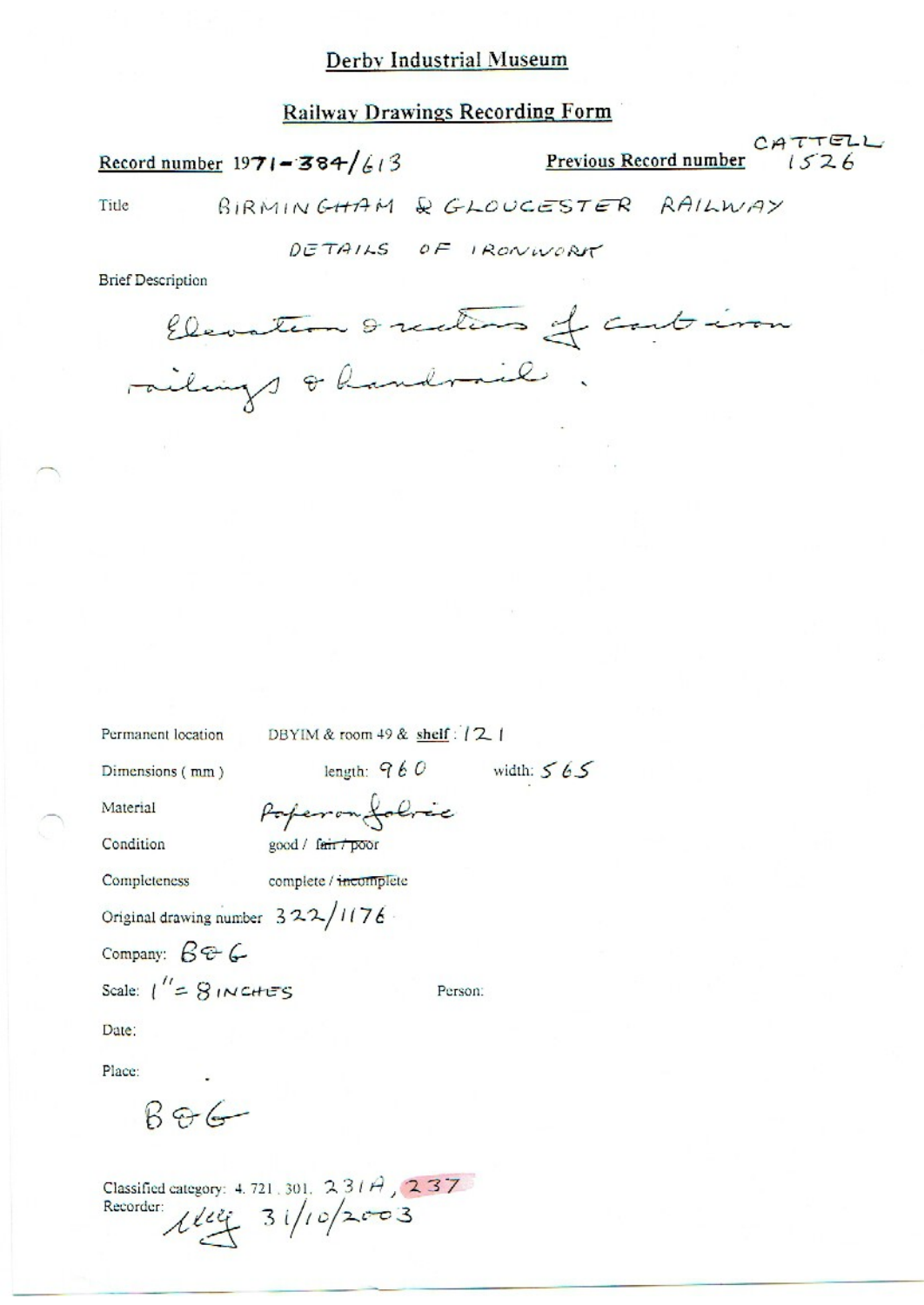# Derby Industrial Museum

## Railway Drawings Recording Form

**Record number** 1971-384/613

**Previous Record number** CATTELL 1526

Title BIRMINGHAM & GLOUCESTER RAILWAY

DETAILS OF IRONWORK

Brief Description

Elevation & sections of cast-iron railings & handrail.

Permanent location DBYIM & room 49 & shelf : 121

Dimensions ( mm ) length: 960 width: 565

Material Paper on fabric

Condition good / ~~fair / poor~~

Completeness complete / ~~incomplete~~

Original drawing number 322/1176

Company: B&G

Scale: 1" = 8 INCHES Person:

Date:

Place:

B&G

Classified category: 4. 721. 301. 231A, 237

Recorder: [initials] 31/10/2003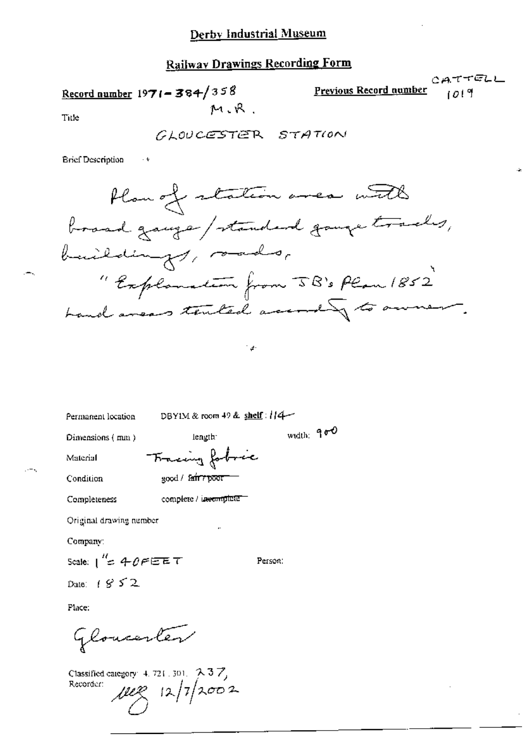# Derby Industrial Museum

## Railway Drawings Recording Form

**Record number** 1971-384/358

**Previous Record number** CATTELL 1019

M.R.

Title

GLOUCESTER STATION

Brief Description

Plan of station area with broad gauge / standard gauge tracks, buildings, roads, "Explanation from JB's Plan 1852" Land areas tinted according to owner.

Permanent location DBYIM & room 49 & shelf: 114

Dimensions (mm) length: width: 900

Material Tracing fabric

Condition good / ~~fair / poor~~

Completeness complete / ~~incomplete~~

Original drawing number

Company:

Scale: 1" = 40 FEET

Person:

Date: 1852

Place:

Gloucester

Classified category: 4. 721. 301. 237,

Recorder: MB 12/7/2002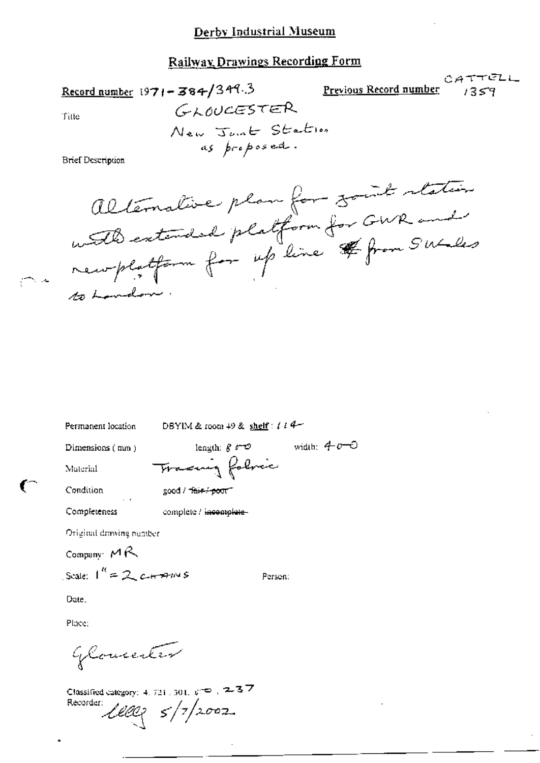Derby Industrial Museum

## Railway Drawings Recording Form

Record number 1971-384/349.3

Previous Record number CATTELL 1359

Title GLOUCESTER New Joint Station as proposed.

Brief Description

Alternative plan for joint station with extended platform for GWR and new platform for up line ~~#~~ from S Wales to London.

Permanent location DBYIM & room 49 & shelf: 114

Dimensions (mm) length: 800 width: 400

Material Tracing fabric

Condition good / ~~fair / poor~~

Completeness complete / ~~incomplete~~

Original drawing number

Company: MR

Scale: 1" = 2 CHAINS

Person:

Date.

Place:

Gloucester

Classified category: 4.721.301.000.237

Recorder: 5/7/2002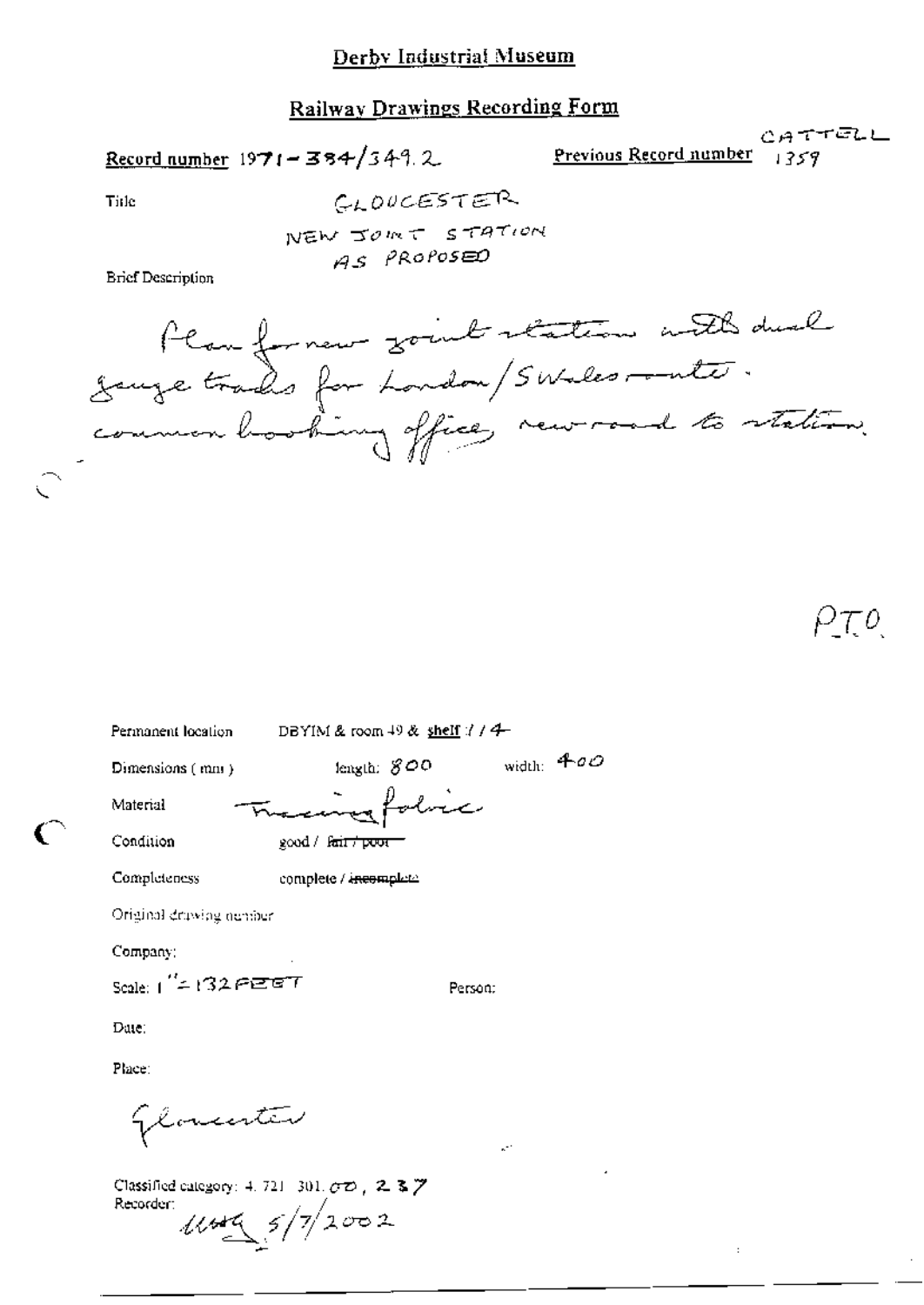## Derby Industrial Museum

## Railway Drawings Recording Form

**Record number** 1971-384/349.2 **Previous Record number** CATTELL 1359

Title GLOUCESTER NEW JOINT STATION AS PROPOSED

Brief Description

Plan for new joint station with dual gauge tracks for London/S Wales route. common booking office, new road to station.

P.T.O.

Permanent location DBYIM & room 49 & shelf : / / 4

Dimensions (mm) length: 800 width: 400

Material Tracing fabric

Condition good / ~~fair / poor~~

Completeness complete / ~~incomplete~~

Original drawing number

Company:

Scale: 1" = 132 FEET Person:

Date:

Place:

Gloucester

Classified category: 4. 721. 301. 00, 237

Recorder: 5/7/2002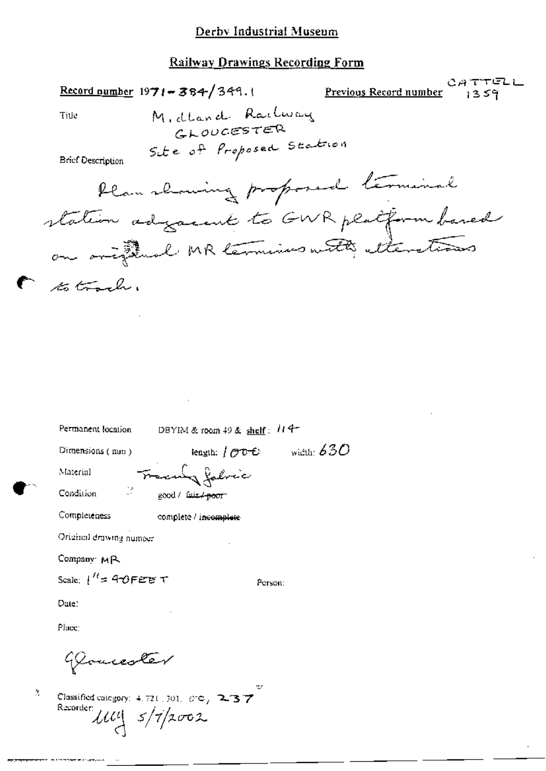# Derby Industrial Museum

## Railway Drawings Recording Form

**Record number** 1971-384/349.1 **Previous Record number** CATTELL 1359

Title Midland Railway
GLOUCESTER
Site of Proposed Station

Brief Description

Plan showing proposed terminal station adjacent to GWR platform based on original MR terminus with alterations to track.

Permanent location DBYIM & room 49 & shelf: 114

Dimensions (mm) length: 1000 width: 630

Material Tracing fabric

Condition good / ~~fair / poor~~

Completeness complete / ~~incomplete~~

Original drawing number

Company: MR

Scale: 1" = 40FEET Person:

Date:

Place:

Gloucester

Classified category: 4.721.301. C.C, 237
Recorder: MHY 5/7/2002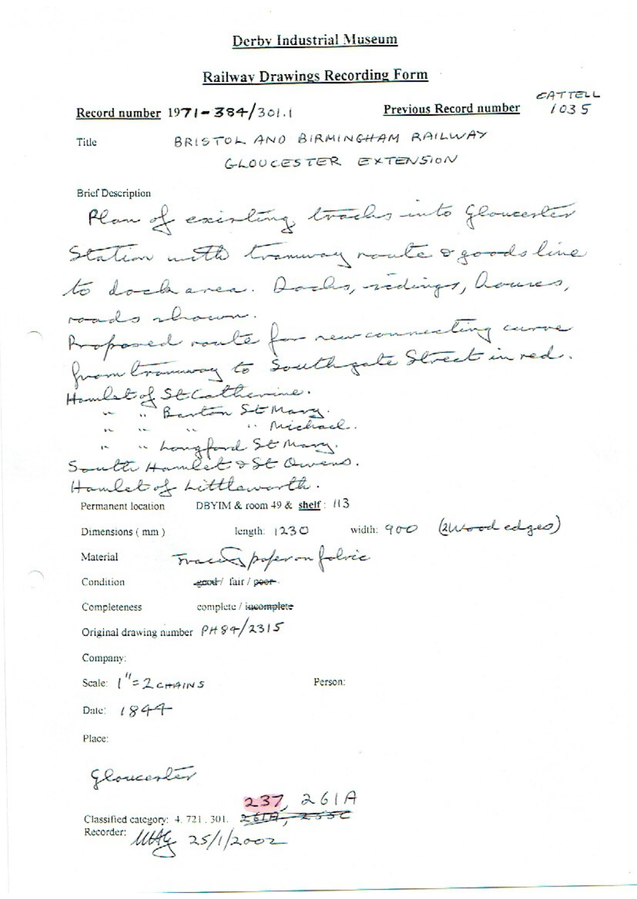# Derby Industrial Museum

## Railway Drawings Recording Form

**Record number** 1971-384/301.1

**Previous Record number** CATTELL 1035

Title BRISTOL AND BIRMINGHAM RAILWAY GLOUCESTER EXTENSION

Brief Description

Plan of existing tracks into Gloucester Station with tramway route & goods line to dock area. Docks, sidings, houses, roads shown.
Proposed route for new connecting curve from tramway to Southgate Street in red.
Hamlet of St Catherine.
" " Barton St Mary.
" " " " Michael.
" " Longford St Mary.
South Hamlet & St Owens.
Hamlet of Littleworth.

Permanent location DBYIM & room 49 & **shelf**: 113

Dimensions (mm) length: 1230 width: 900 (2 Wood edges)

Material Tracing paper on fabric

Condition ~~good~~ / fair / ~~poor~~

Completeness complete / ~~incomplete~~

Original drawing number PH84/2315

Company:

Scale: 1" = 2 CHAINS Person:

Date: 1844

Place:

Gloucester

Classified category: 4. 721. 301. ~~261A, 255C~~ 237, 261A

Recorder: MHG 25/1/2002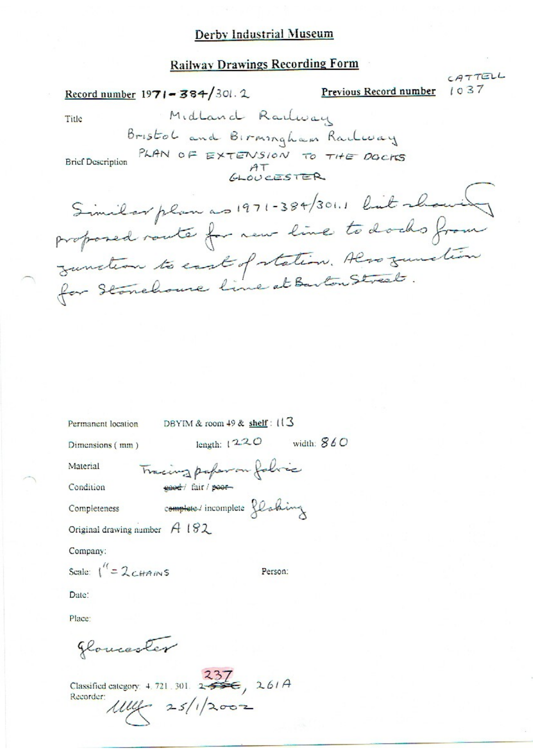# Derby Industrial Museum

## Railway Drawings Recording Form

Record number 1971-384/301.2

Previous Record number CATTELL 1037

Title: Midland Railway
Bristol and Birmingham Railway

Brief Description: PLAN OF EXTENSION TO THE DOCKS AT GLOUCESTER

Similar plan as 1971-384/301.1 but showing proposed route for new line to docks from junction to east of station. Also junction for Stonehouse line at Barton Street.

Permanent location: DBYIM & room 49 & shelf: 113

Dimensions (mm): length: 1220 width: 860

Material: Tracing paper on fabric

Condition: ~~good~~ / fair / ~~poor~~

Completeness: ~~complete~~ / incomplete flaking

Original drawing number: A 182

Company:

Scale: 1" = 2 CHAINS

Person:

Date:

Place: Gloucester

Classified category: 4. 721. 301. ~~2…~~ 237, 261A

Recorder: [initials] 25/1/2002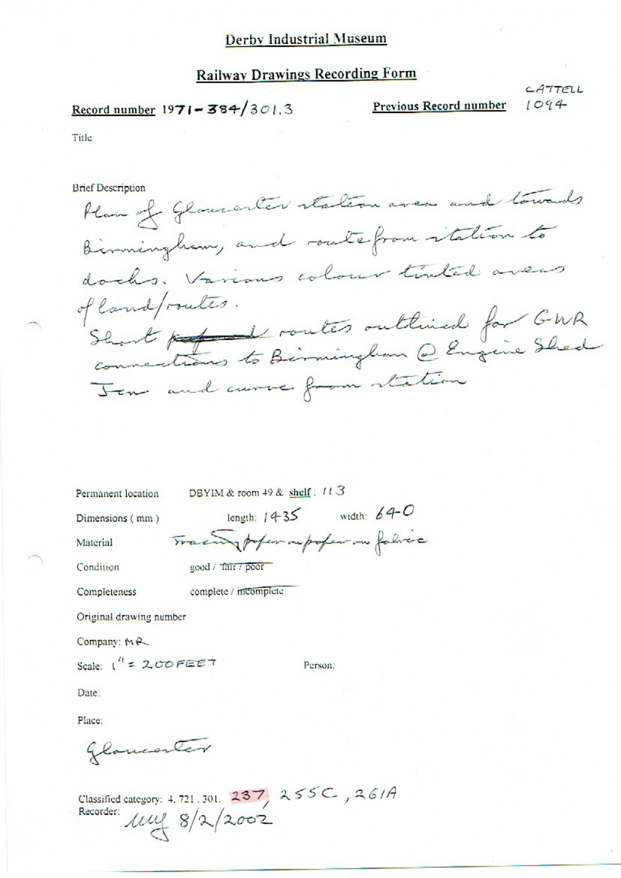# Derby Industrial Museum

## Railway Drawings Recording Form

**Record number** 1971-384/301.3

**Previous Record number** CATTELL 1094

Title

Brief Description

Plan of Gloucester station area and towards Birmingham, and route from station to docks. Various colour tinted areas of land/routes.
Short ~~proposed~~ routes outlined for GWR connections to Birmingham @ Engine Shed Jcn and curve from station

Permanent location DBYIM & room 49 & **shelf**: 113

Dimensions (mm) length: 1435 width: 640

Material Tracing paper on paper on fabric

Condition good / ~~fair / poor~~

Completeness complete / ~~incomplete~~

Original drawing number

Company: MR

Scale: 1" = 200 FEET

Person:

Date:

Place:

Gloucester

Classified category: 4. 721. 301. 237, 255C, 261A

Recorder: MW 8/2/2002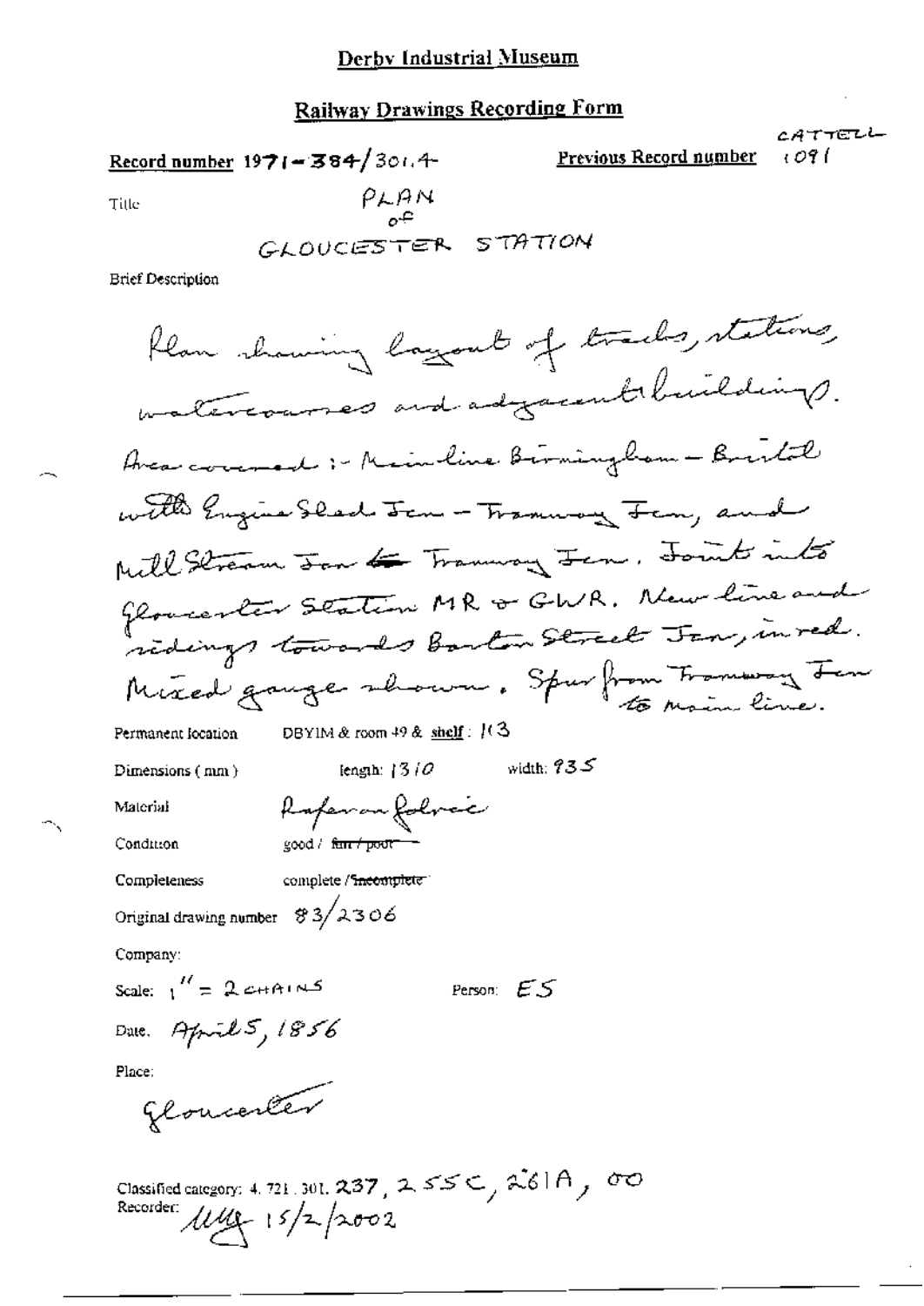# Derby Industrial Museum

## Railway Drawings Recording Form

Record number 1971-384/301.4

Previous Record number CATTELL 1091

Title PLAN of GLOUCESTER STATION

Brief Description

Plan showing layout of tracks, stations, watercourses and adjacent buildings. Area covered :- Main line Birmingham - Bristol with Engine Shed Jcn - Tramway Jcn, and Mill Stream Jcn to Tramway Jcn. Joint into Gloucester Station MR & GWR. New line and sidings towards Barton Street Jcn, in red. Mixed gauge shown. Spur from Tramway Jcn to main line.

Permanent location DBYIM & room 49 & shelf : 113

Dimensions (mm) length: 1310 width: 935

Material Paper on fabric

Condition good / ~~fair / poor~~

Completeness complete / ~~incomplete~~

Original drawing number 83/2306

Company:

Scale: 1" = 2 CHAINS Person: ES

Date. April 5, 1856

Place:

Gloucester

Classified category: 4. 721. 301. 237, 255C, 261A, 00

Recorder: MM 15/2/2002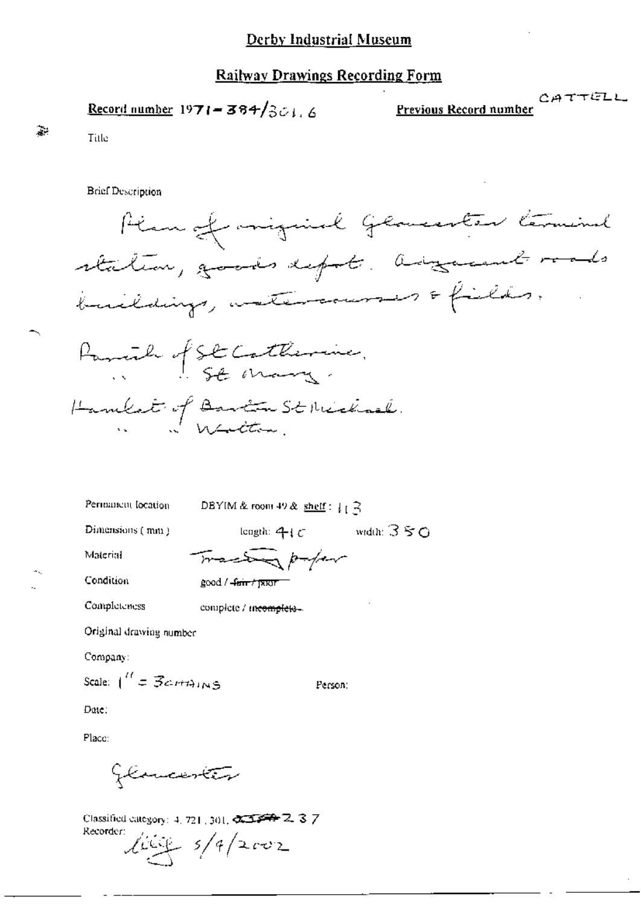# Derby Industrial Museum

## Railway Drawings Recording Form

**Record number** 1971-384/301.6 **Previous Record number** CATTELL

Title

Brief Description

Plan of original Gloucester terminal station, goods depot. Adjacent roads buildings, watercourses & fields.

Parish of St Catherine.
" " St Mary.
Hamlet of Barton St Michael.
" " Wotton.

Permanent location DBYIM & room 49 & shelf: 113

Dimensions (mm) length: 410 width: 350

Material Tracing paper

Condition good / ~~fair / poor~~

Completeness complete / ~~incomplete~~

Original drawing number

Company:

Scale: 1" = 3 CHAINS Person:

Date:

Place:

Gloucester

Classified category: 4.721.301. ~~~~ 237
Recorder: [signature] 5/4/2002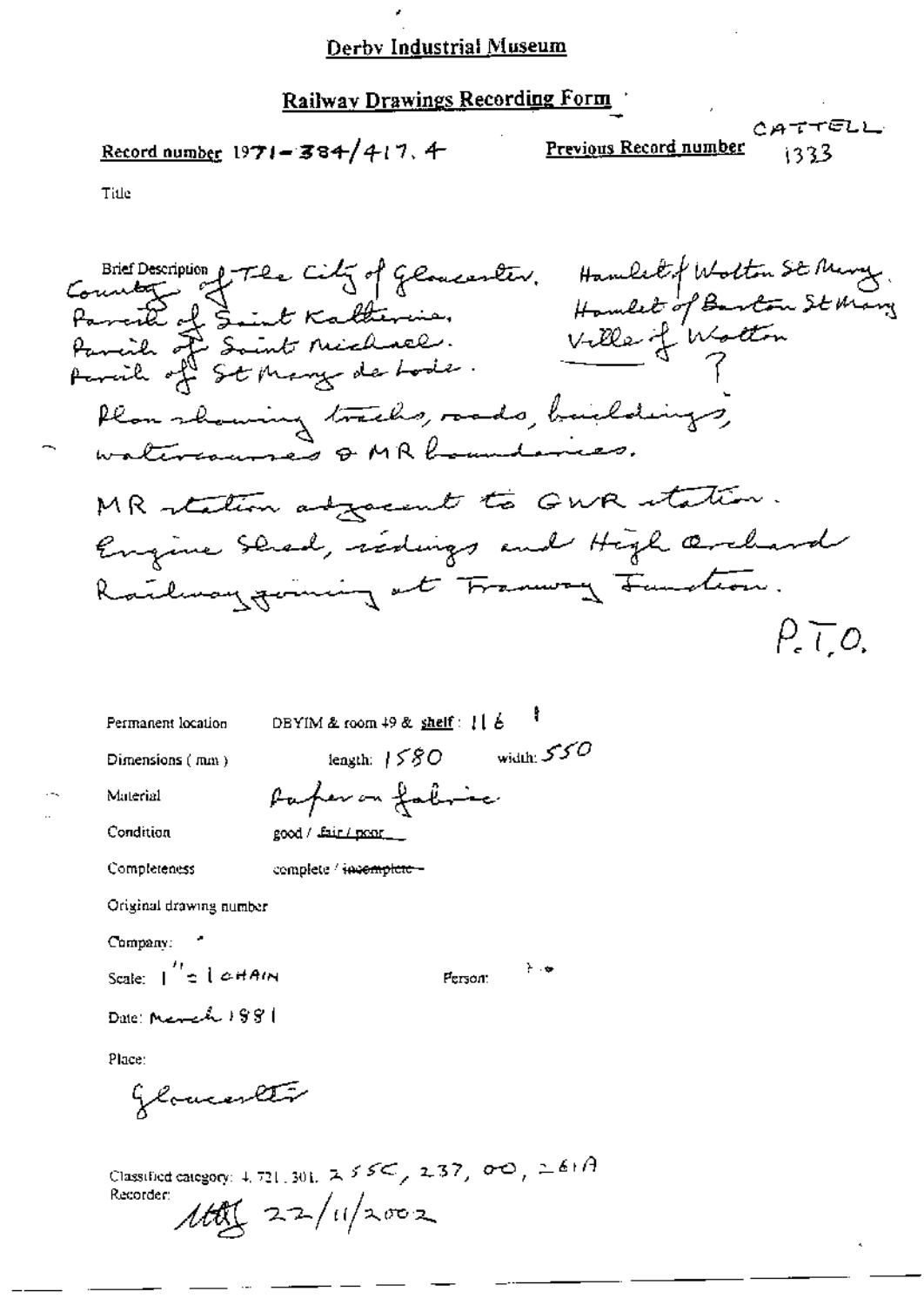# Derby Industrial Museum

## Railway Drawings Recording Form

**Record number** 1971-384/417.4 **Previous Record number** CATTELL 1333

Title

Brief Description County of The City of Gloucester. Parish of Saint Katherine. Parish of Saint Michael. Parish of St Mary de Lode. Hamlet of Wotton St Mary. Hamlet of Barton St Mary. Ville of Wotton ?

Plan showing tracks, roads, buildings, watercourses & MR boundaries.

MR station adjacent to GWR station. Engine Shed, sidings and High Orchard Railway joining at Tramway Junction.

P.T.O.

Permanent location DBYIM & room 49 & shelf: 116

Dimensions (mm) length: 1580 width: 550

Material Paper on fabric

Condition good / fair / poor

Completeness complete / ~~incomplete~~

Original drawing number

Company:

Scale: 1" = 1 CHAIN Person:

Date: March 1881

Place:

Gloucester

Classified category: 4, 721, 301, 255C, 237, 00, 261A

Recorder: [initials] 22/11/2002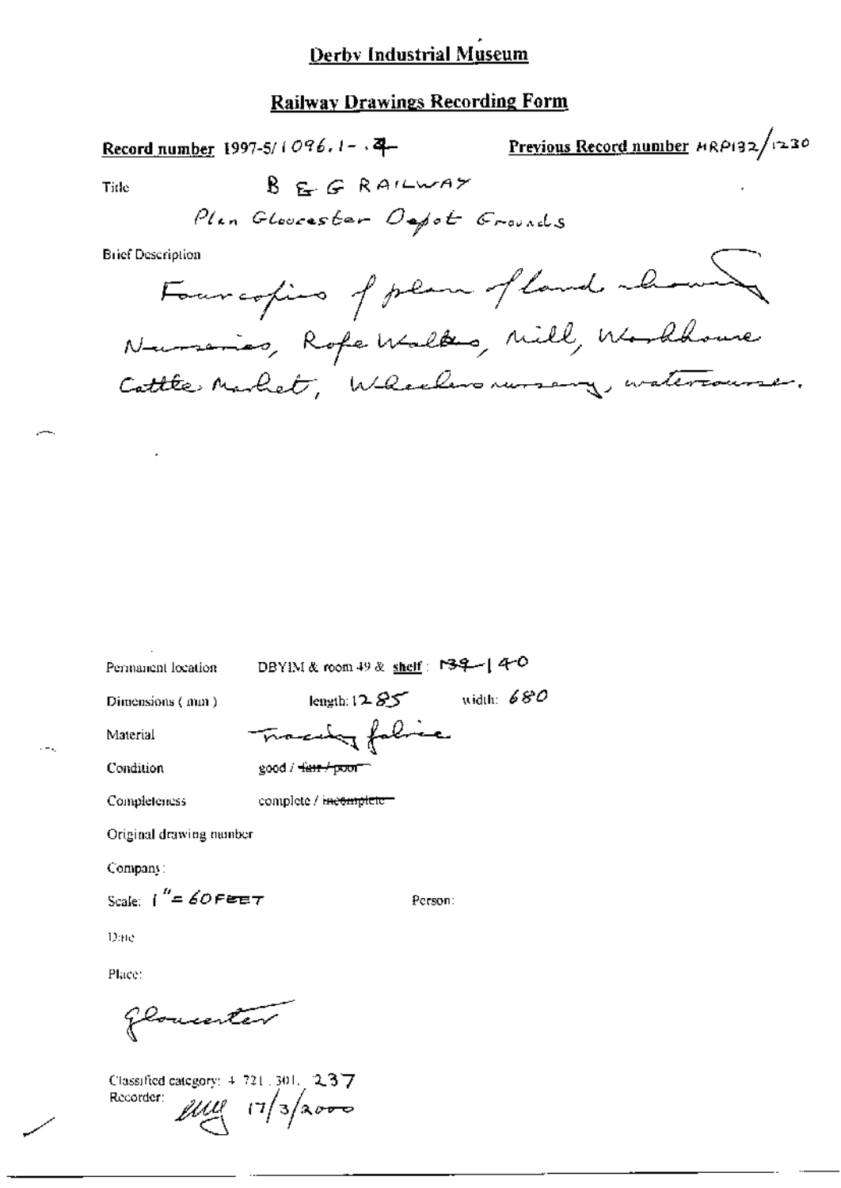# Derby Industrial Museum

## Railway Drawings Recording Form

**Record number** 1997-5/1096.1-.4 **Previous Record number** MRP132/1230

Title B & G RAILWAY

Plan Gloucester Depot Grounds

Brief Description

Four copies of plan of land showing Nurseries, Rope Walks, Mill, Workhouse Cattle Market, Wheelers nursery, watercourse.

Permanent location DBYIM & room 49 & **shelf**: 139-140

Dimensions (mm) length: 1285 width: 680

Material Tracing fabric

Condition good / ~~fair / poor~~

Completeness complete / ~~incomplete~~

Original drawing number

Company:

Scale: 1" = 60 FEET Person:

Date

Place:

Gloucester

Classified category: 4.721.301.237

Recorder: [initials] 17/3/2000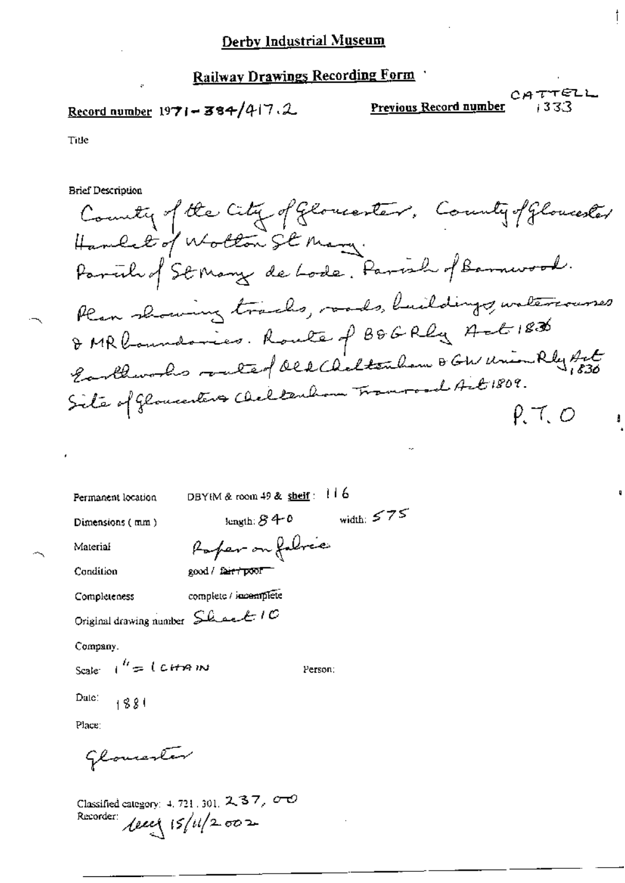# Derby Industrial Museum

## Railway Drawings Recording Form

**Record number** 1971-384/417.2

**Previous Record number** CATTELL 1333

Title

Brief Description

County of the City of Gloucester, County of Gloucester
Hamlet of Wotton St Mary.
Parish of St Mary de Lode. Parish of Barnwood.
Plan showing tracks, roads, buildings, watercourses & MR boundaries. Route of B&G Rly Act 1836
Earthworks route of old Cheltenham & GW Union Rly Act 1836
Site of Gloucester & Cheltenham Tramroad Act 1809.
P.T.O

Permanent location: DBYIM & room 49 & shelf: 116

Dimensions (mm): length: 840 width: 575

Material: Paper on fabric

Condition: good / ~~fair / poor~~

Completeness: complete / ~~incomplete~~

Original drawing number: Sheet 10

Company.

Scale: 1" = 1 CHAIN

Person:

Date: 1881

Place:

Gloucester

Classified category: 4.721.301. 237, 00

Recorder: lecy 15/11/2002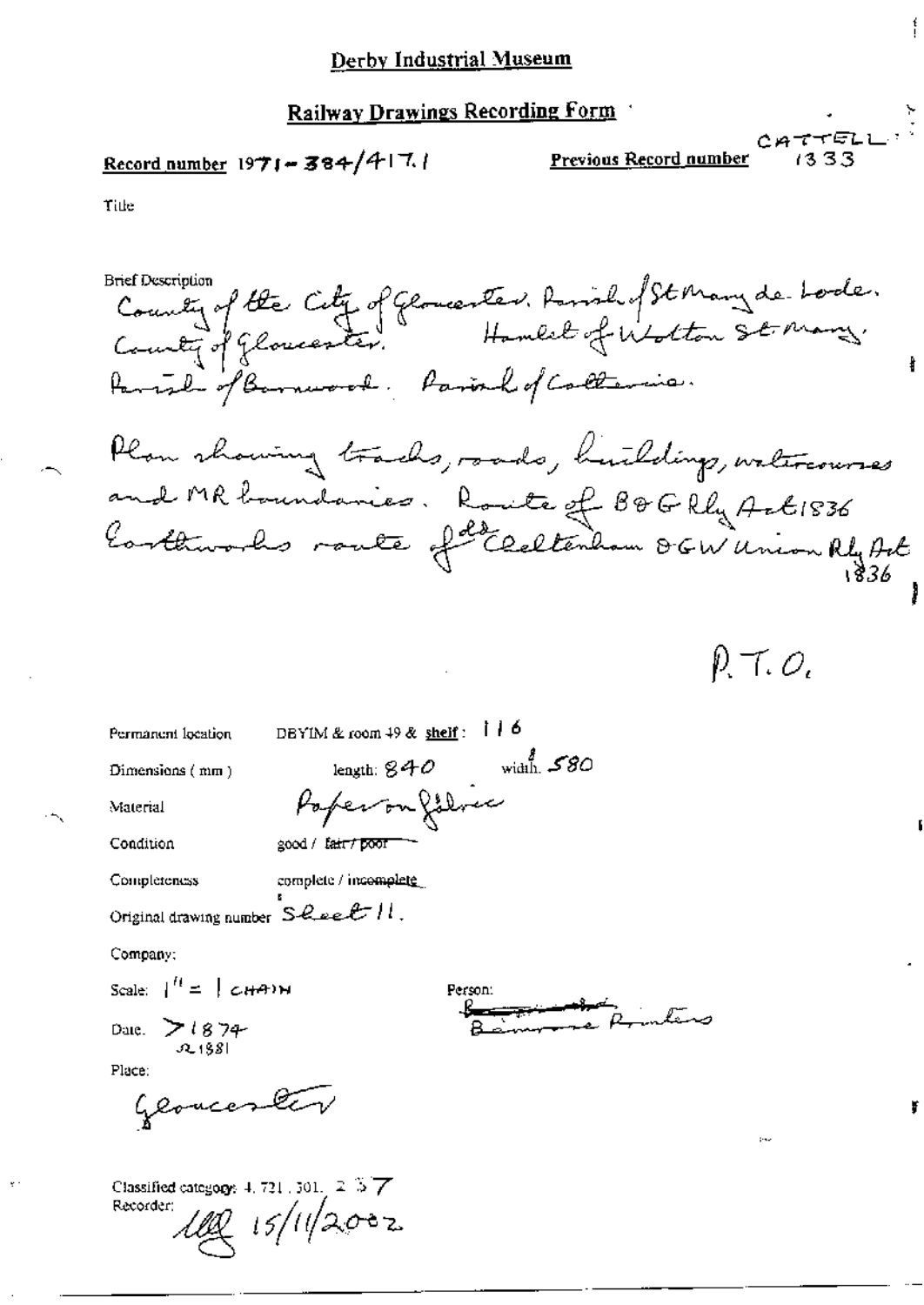# Derby Industrial Museum

## Railway Drawings Recording Form

Record number 1971-384/417.1

Previous Record number CATTELL 1333

Title

Brief Description
County of the City of Gloucester. Parish of St Mary de Lode.
County of Gloucester. Hamlet of Wotton St Mary.
Parish of Barnwood. Parish of Coltervia.

Plan showing tracks, roads, buildings, watercourses and MR boundaries. Route of B&G Rly Act 1836
Earthworks route of old Cheltenham & GW Union Rly Act 1836

P.T.O.

Permanent location DBYIM & room 49 & shelf: 116

Dimensions (mm) length: 840 width: 580

Material Paper on fabric

Condition good / ~~fair / poor~~

Completeness complete / ~~incomplete~~

Original drawing number Sheet 11.

Company:

Scale: 1" = 1 chain

Date: >1874 ≈1881

Person: ~~[struck out]~~ Bemrose Printers

Place:
Gloucester

Classified category: 4.721.301. 2 3 7

Recorder: [signature] 15/11/2002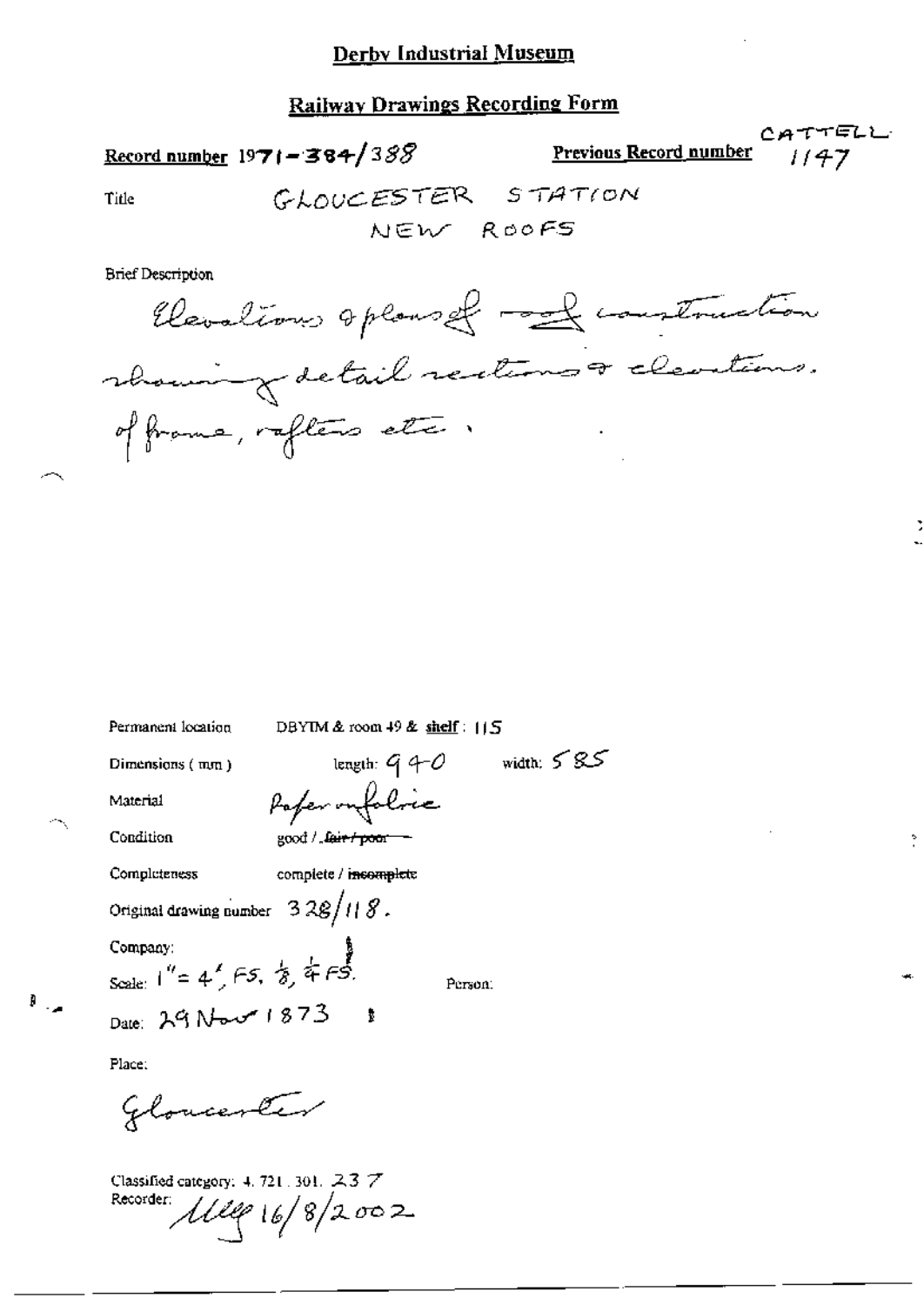# Derby Industrial Museum

## Railway Drawings Recording Form

**Record number** 1971-384/388

**Previous Record number** CATTELL 1147

Title: GLOUCESTER STATION NEW ROOFS

Brief Description

Elevations & plans of roof construction showing detail sections & elevations of frame, rafters etc.

Permanent location: DBYIM & room 49 & **shelf**: 115

Dimensions (mm): length: 940 width: 585

Material: Paper on fabric

Condition: good / ~~fair / poor~~

Completeness: complete / ~~incomplete~~

Original drawing number: 328/118.

Company:

Scale: 1" = 4', FS, 1/8, 1/4 FS.

Person:

Date: 29 Nov 1873

Place:

Gloucester

Classified category: 4. 721. 301. 237

Recorder: Illeg 16/8/2002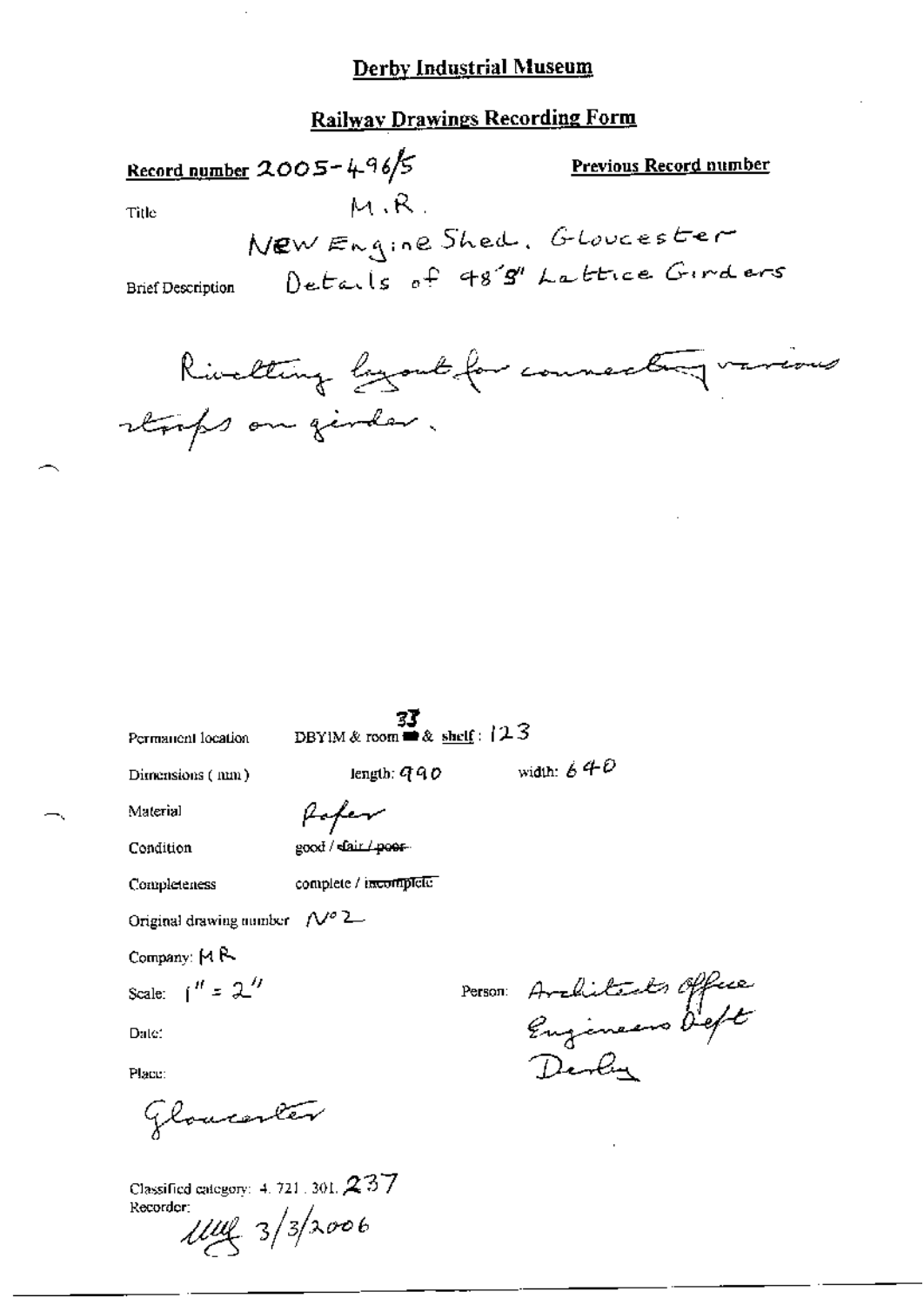# Derby Industrial Museum

## Railway Drawings Recording Form

**Record number** 2005-496/5

**Previous Record number**

Title M.R.

New Engine Shed, Gloucester

Brief Description Details of 48'8" Lattice Girders

Rivetting layout for connecting various straps on girder.

Permanent location DBYIM & room 33 & shelf: 123

Dimensions (mm) length: 990 width: 640

Material Paper

Condition good / ~~fair / poor~~

Completeness complete / ~~incomplete~~

Original drawing number No 2

Company: M R

Scale: 1" = 2'

Person: Architects Office Engineers Dept Derby

Date:

Place:

Gloucester

Classified category: 4. 721. 301. 237

Recorder:

3/3/2006